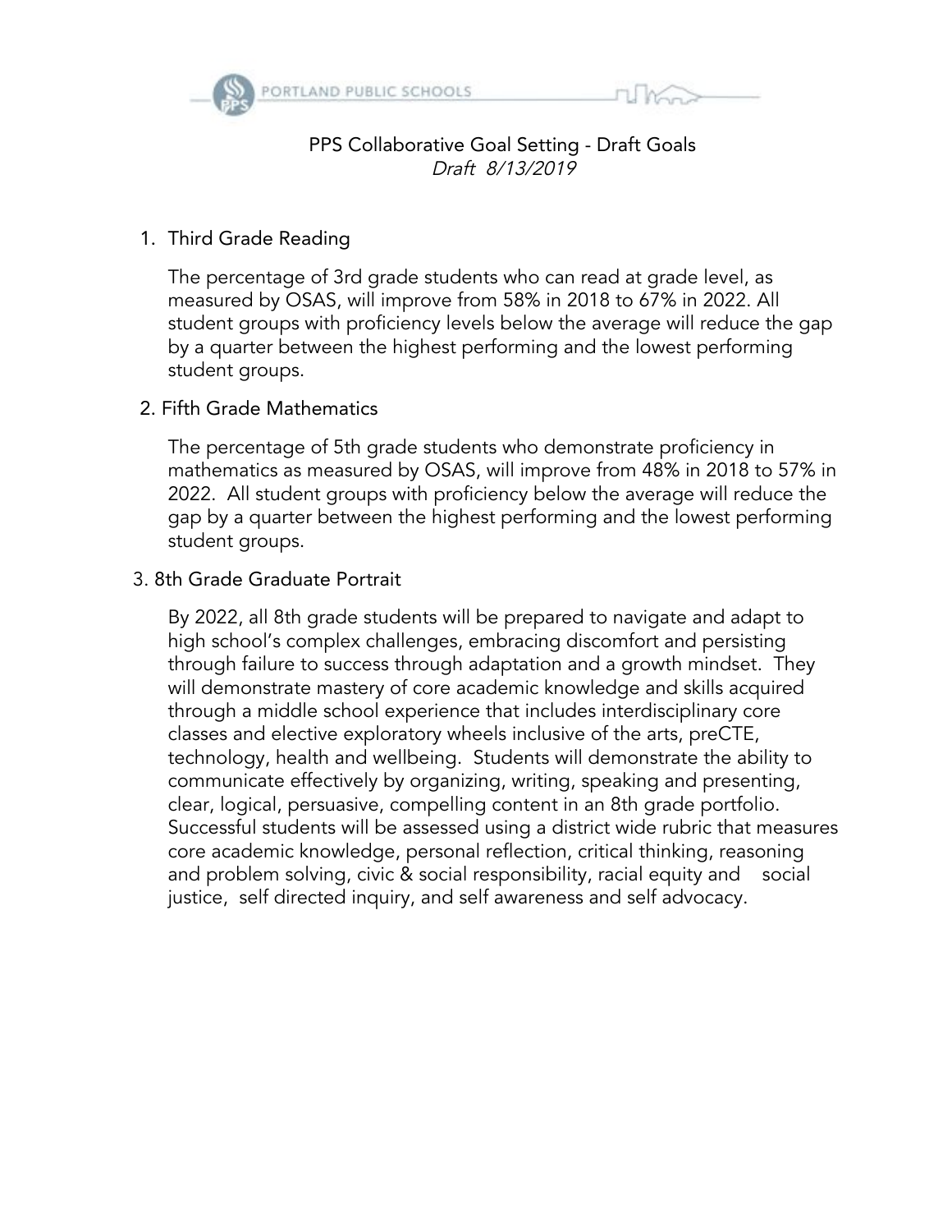# PPS Collaborative Goal Setting - Draft Goals

*Draft 8/13/2019*

1. Third Grade Reading

   The percentage of 3rd grade students who can read at grade level, as measured by OSAS, will improve from 58% in 2018 to 67% in 2022. All student groups with proficiency levels below the average will reduce the gap by a quarter between the highest performing and the lowest performing student groups.

2. Fifth Grade Mathematics

   The percentage of 5th grade students who demonstrate proficiency in mathematics as measured by OSAS, will improve from 48% in 2018 to 57% in 2022. All student groups with proficiency below the average will reduce the gap by a quarter between the highest performing and the lowest performing student groups.

3. 8th Grade Graduate Portrait

   By 2022, all 8th grade students will be prepared to navigate and adapt to high school's complex challenges, embracing discomfort and persisting through failure to success through adaptation and a growth mindset. They will demonstrate mastery of core academic knowledge and skills acquired through a middle school experience that includes interdisciplinary core classes and elective exploratory wheels inclusive of the arts, preCTE, technology, health and wellbeing. Students will demonstrate the ability to communicate effectively by organizing, writing, speaking and presenting, clear, logical, persuasive, compelling content in an 8th grade portfolio. Successful students will be assessed using a district wide rubric that measures core academic knowledge, personal reflection, critical thinking, reasoning and problem solving, civic & social responsibility, racial equity and social justice, self directed inquiry, and self awareness and self advocacy.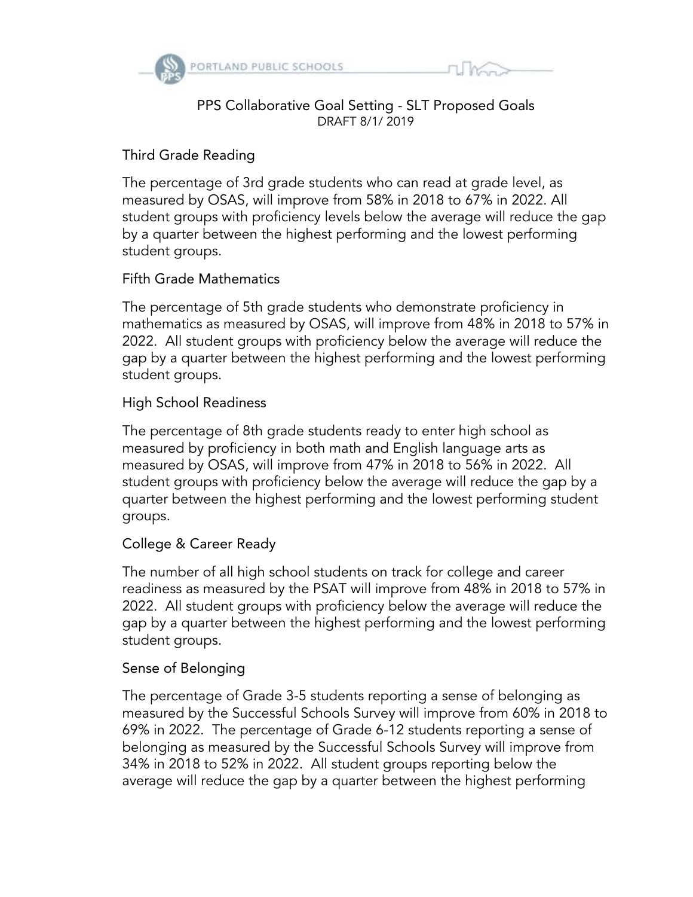PPS Collaborative Goal Setting - SLT Proposed Goals
DRAFT 8/1/ 2019

## Third Grade Reading

The percentage of 3rd grade students who can read at grade level, as measured by OSAS, will improve from 58% in 2018 to 67% in 2022. All student groups with proficiency levels below the average will reduce the gap by a quarter between the highest performing and the lowest performing student groups.

## Fifth Grade Mathematics

The percentage of 5th grade students who demonstrate proficiency in mathematics as measured by OSAS, will improve from 48% in 2018 to 57% in 2022. All student groups with proficiency below the average will reduce the gap by a quarter between the highest performing and the lowest performing student groups.

## High School Readiness

The percentage of 8th grade students ready to enter high school as measured by proficiency in both math and English language arts as measured by OSAS, will improve from 47% in 2018 to 56% in 2022. All student groups with proficiency below the average will reduce the gap by a quarter between the highest performing and the lowest performing student groups.

## College & Career Ready

The number of all high school students on track for college and career readiness as measured by the PSAT will improve from 48% in 2018 to 57% in 2022. All student groups with proficiency below the average will reduce the gap by a quarter between the highest performing and the lowest performing student groups.

## Sense of Belonging

The percentage of Grade 3-5 students reporting a sense of belonging as measured by the Successful Schools Survey will improve from 60% in 2018 to 69% in 2022. The percentage of Grade 6-12 students reporting a sense of belonging as measured by the Successful Schools Survey will improve from 34% in 2018 to 52% in 2022. All student groups reporting below the average will reduce the gap by a quarter between the highest performing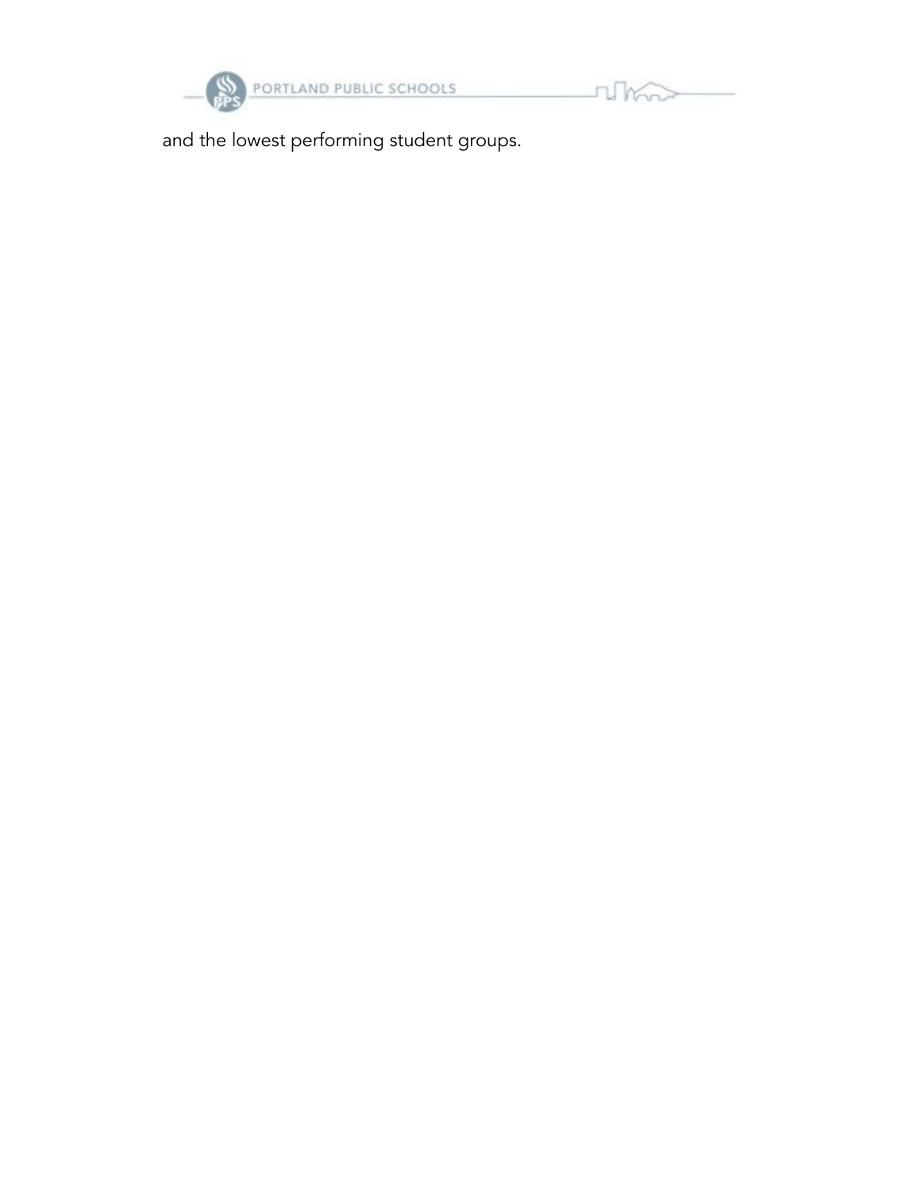and the lowest performing student groups.